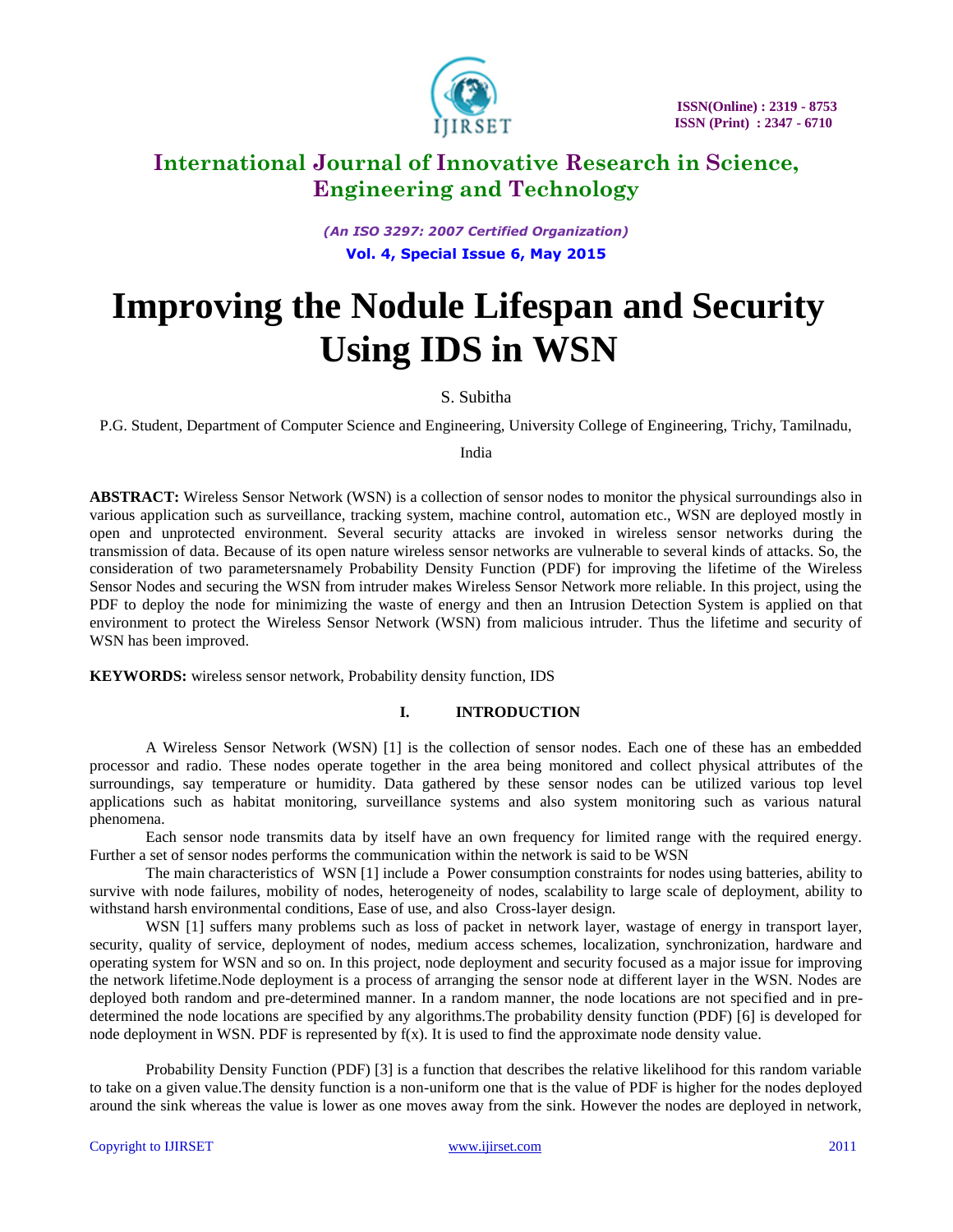# International Journal of Innovative Research in Science, Engineering and Technology

*(An ISO 3297: 2007 Certified Organization)*

**Vol. 4, Special Issue 6, May 2015**

# Improving the Nodule Lifespan and Security Using IDS in WSN

S. Subitha

P.G. Student, Department of Computer Science and Engineering, University College of Engineering, Trichy, Tamilnadu, India

**ABSTRACT:** Wireless Sensor Network (WSN) is a collection of sensor nodes to monitor the physical surroundings also in various application such as surveillance, tracking system, machine control, automation etc., WSN are deployed mostly in open and unprotected environment. Several security attacks are invoked in wireless sensor networks during the transmission of data. Because of its open nature wireless sensor networks are vulnerable to several kinds of attacks. So, the consideration of two parametersnamely Probability Density Function (PDF) for improving the lifetime of the Wireless Sensor Nodes and securing the WSN from intruder makes Wireless Sensor Network more reliable. In this project, using the PDF to deploy the node for minimizing the waste of energy and then an Intrusion Detection System is applied on that environment to protect the Wireless Sensor Network (WSN) from malicious intruder. Thus the lifetime and security of WSN has been improved.

**KEYWORDS:** wireless sensor network, Probability density function, IDS

## I. INTRODUCTION

A Wireless Sensor Network (WSN) [1] is the collection of sensor nodes. Each one of these has an embedded processor and radio. These nodes operate together in the area being monitored and collect physical attributes of the surroundings, say temperature or humidity. Data gathered by these sensor nodes can be utilized various top level applications such as habitat monitoring, surveillance systems and also system monitoring such as various natural phenomena.

Each sensor node transmits data by itself have an own frequency for limited range with the required energy. Further a set of sensor nodes performs the communication within the network is said to be WSN

The main characteristics of WSN [1] include a Power consumption constraints for nodes using batteries, ability to survive with node failures, mobility of nodes, heterogeneity of nodes, scalability to large scale of deployment, ability to withstand harsh environmental conditions, Ease of use, and also Cross-layer design.

WSN [1] suffers many problems such as loss of packet in network layer, wastage of energy in transport layer, security, quality of service, deployment of nodes, medium access schemes, localization, synchronization, hardware and operating system for WSN and so on. In this project, node deployment and security focused as a major issue for improving the network lifetime.Node deployment is a process of arranging the sensor node at different layer in the WSN. Nodes are deployed both random and pre-determined manner. In a random manner, the node locations are not specified and in pre-determined the node locations are specified by any algorithms.The probability density function (PDF) [6] is developed for node deployment in WSN. PDF is represented by $f(x)$. It is used to find the approximate node density value.

Probability Density Function (PDF) [3] is a function that describes the relative likelihood for this random variable to take on a given value.The density function is a non-uniform one that is the value of PDF is higher for the nodes deployed around the sink whereas the value is lower as one moves away from the sink. However the nodes are deployed in network,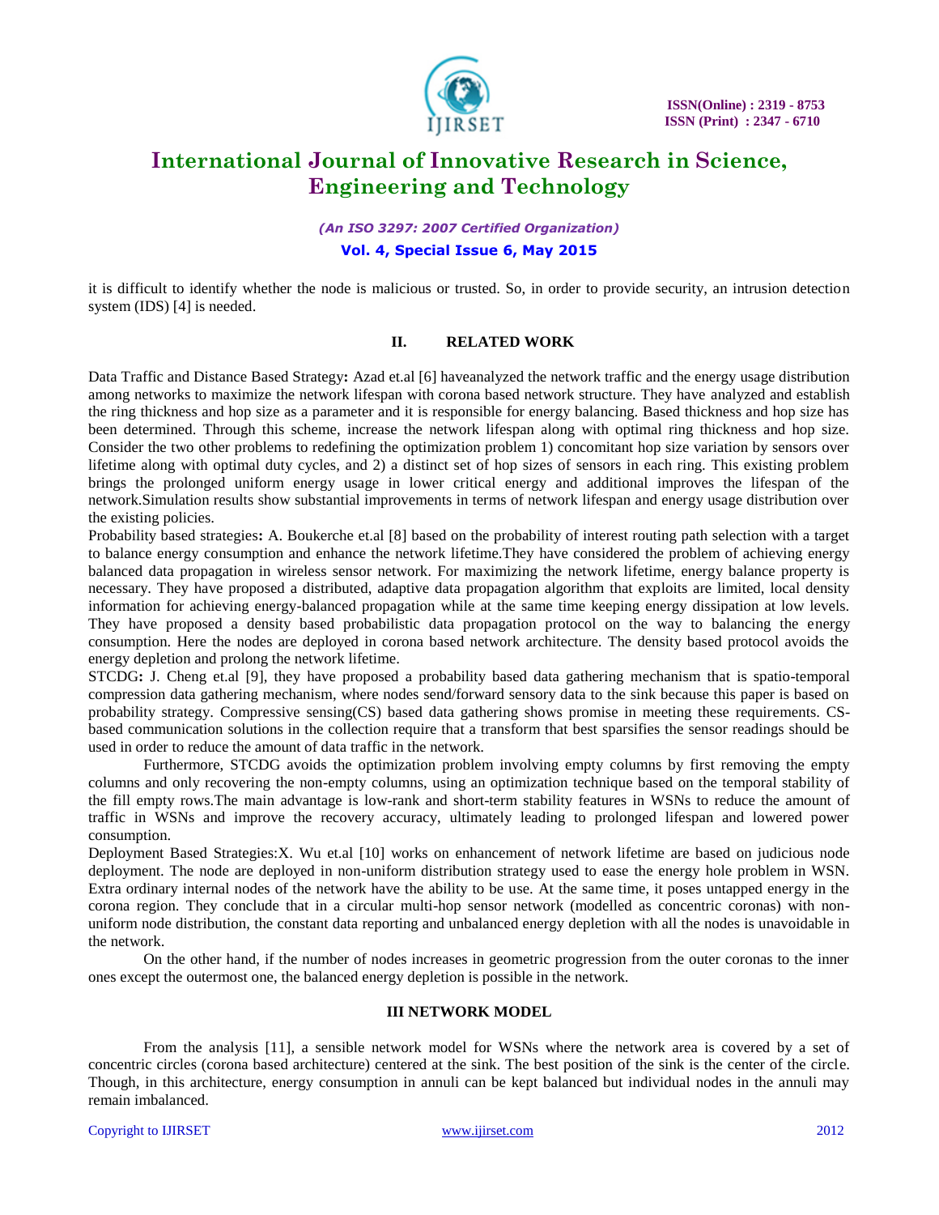it is difficult to identify whether the node is malicious or trusted. So, in order to provide security, an intrusion detection system (IDS) [4] is needed.

## II. RELATED WORK

Data Traffic and Distance Based Strategy**:** Azad et.al [6] haveanalyzed the network traffic and the energy usage distribution among networks to maximize the network lifespan with corona based network structure. They have analyzed and establish the ring thickness and hop size as a parameter and it is responsible for energy balancing. Based thickness and hop size has been determined. Through this scheme, increase the network lifespan along with optimal ring thickness and hop size. Consider the two other problems to redefining the optimization problem 1) concomitant hop size variation by sensors over lifetime along with optimal duty cycles, and 2) a distinct set of hop sizes of sensors in each ring. This existing problem brings the prolonged uniform energy usage in lower critical energy and additional improves the lifespan of the network.Simulation results show substantial improvements in terms of network lifespan and energy usage distribution over the existing policies.

Probability based strategies**:** A. Boukerche et.al [8] based on the probability of interest routing path selection with a target to balance energy consumption and enhance the network lifetime.They have considered the problem of achieving energy balanced data propagation in wireless sensor network. For maximizing the network lifetime, energy balance property is necessary. They have proposed a distributed, adaptive data propagation algorithm that exploits are limited, local density information for achieving energy-balanced propagation while at the same time keeping energy dissipation at low levels. They have proposed a density based probabilistic data propagation protocol on the way to balancing the energy consumption. Here the nodes are deployed in corona based network architecture. The density based protocol avoids the energy depletion and prolong the network lifetime.

STCDG**:** J. Cheng et.al [9], they have proposed a probability based data gathering mechanism that is spatio-temporal compression data gathering mechanism, where nodes send/forward sensory data to the sink because this paper is based on probability strategy. Compressive sensing(CS) based data gathering shows promise in meeting these requirements. CS-based communication solutions in the collection require that a transform that best sparsifies the sensor readings should be used in order to reduce the amount of data traffic in the network.

Furthermore, STCDG avoids the optimization problem involving empty columns by first removing the empty columns and only recovering the non-empty columns, using an optimization technique based on the temporal stability of the fill empty rows.The main advantage is low-rank and short-term stability features in WSNs to reduce the amount of traffic in WSNs and improve the recovery accuracy, ultimately leading to prolonged lifespan and lowered power consumption.

Deployment Based Strategies:X. Wu et.al [10] works on enhancement of network lifetime are based on judicious node deployment. The node are deployed in non-uniform distribution strategy used to ease the energy hole problem in WSN. Extra ordinary internal nodes of the network have the ability to be use. At the same time, it poses untapped energy in the corona region. They conclude that in a circular multi-hop sensor network (modelled as concentric coronas) with non-uniform node distribution, the constant data reporting and unbalanced energy depletion with all the nodes is unavoidable in the network.

On the other hand, if the number of nodes increases in geometric progression from the outer coronas to the inner ones except the outermost one, the balanced energy depletion is possible in the network.

## III NETWORK MODEL

From the analysis [11], a sensible network model for WSNs where the network area is covered by a set of concentric circles (corona based architecture) centered at the sink. The best position of the sink is the center of the circle. Though, in this architecture, energy consumption in annuli can be kept balanced but individual nodes in the annuli may remain imbalanced.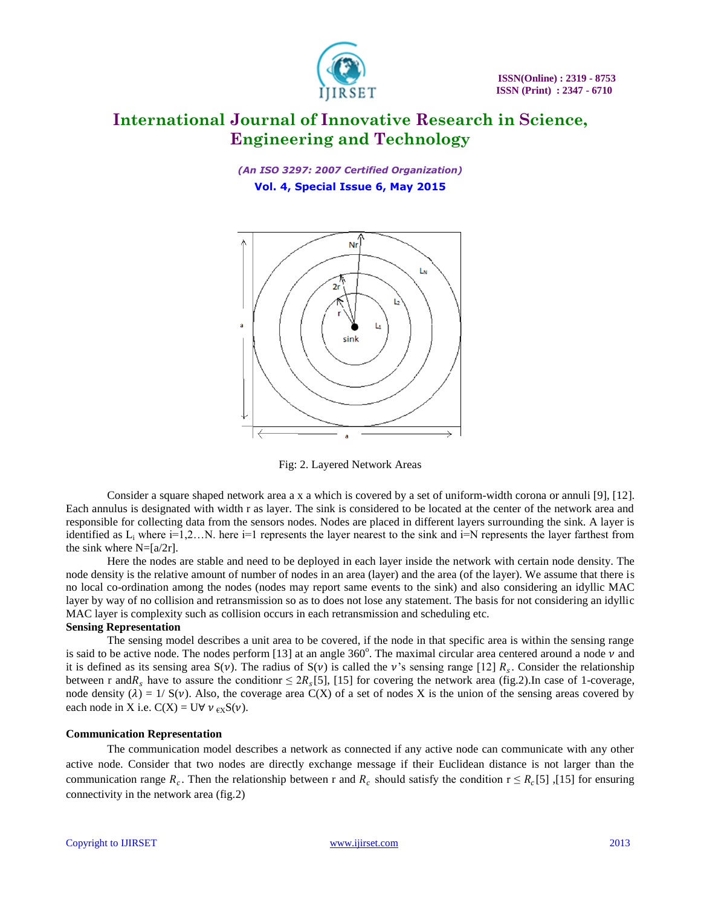Fig: 2. Layered Network Areas

Consider a square shaped network area a x a which is covered by a set of uniform-width corona or annuli [9], [12]. Each annulus is designated with width r as layer. The sink is considered to be located at the center of the network area and responsible for collecting data from the sensors nodes. Nodes are placed in different layers surrounding the sink. A layer is identified as $L_i$ where i=1,2…N. here i=1 represents the layer nearest to the sink and i=N represents the layer farthest from the sink where N=[a/2r].

Here the nodes are stable and need to be deployed in each layer inside the network with certain node density. The node density is the relative amount of number of nodes in an area (layer) and the area (of the layer). We assume that there is no local co-ordination among the nodes (nodes may report same events to the sink) and also considering an idyllic MAC layer by way of no collision and retransmission so as to does not lose any statement. The basis for not considering an idyllic MAC layer is complexity such as collision occurs in each retransmission and scheduling etc.

**Sensing Representation**

The sensing model describes a unit area to be covered, if the node in that specific area is within the sensing range is said to be active node. The nodes perform [13] at an angle $360^o$. The maximal circular area centered around a node $v$ and it is defined as its sensing area $S(v)$. The radius of $S(v)$ is called the $v$'s sensing range [12] $R_s$. Consider the relationship between r and $R_s$ have to assure the condition $r \leq 2R_s$ [5], [15] for covering the network area (fig.2). In case of 1-coverage, node density $(\lambda) = 1/ S(v)$. Also, the coverage area C(X) of a set of nodes X is the union of the sensing areas covered by each node in X i.e. $C(X) = \cup \forall\, v \in_X S(v)$.

**Communication Representation**

The communication model describes a network as connected if any active node can communicate with any other active node. Consider that two nodes are directly exchange message if their Euclidean distance is not larger than the communication range $R_c$. Then the relationship between r and $R_c$ should satisfy the condition $r \leq R_c$ [5] ,[15] for ensuring connectivity in the network area (fig.2)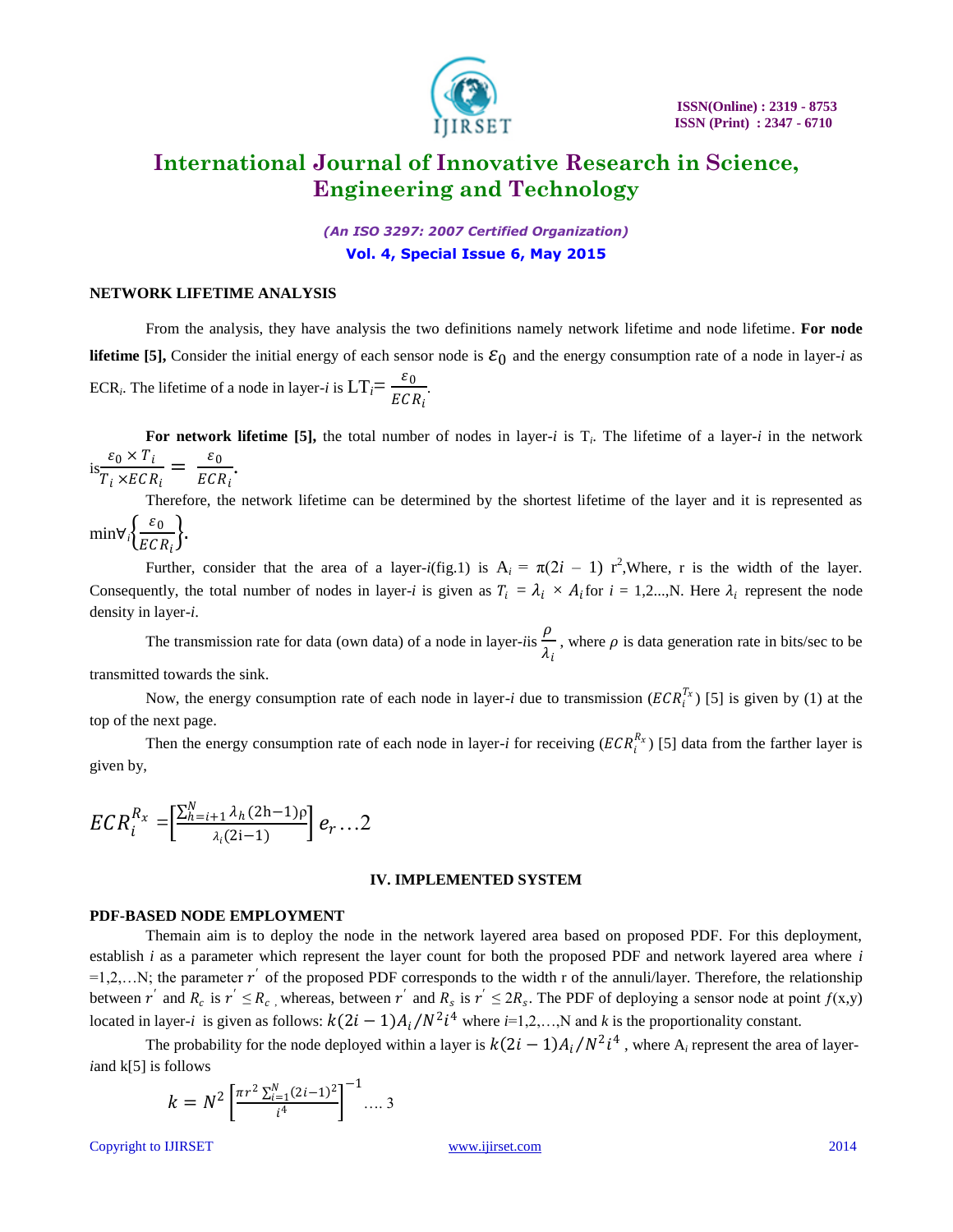### NETWORK LIFETIME ANALYSIS

From the analysis, they have analysis the two definitions namely network lifetime and node lifetime. **For node lifetime [5],** Consider the initial energy of each sensor node is $\varepsilon_0$ and the energy consumption rate of a node in layer-*i* as $ECR_i$. The lifetime of a node in layer-*i* is $LT_i = \frac{\varepsilon_0}{ECR_i}$.

**For network lifetime [5],** the total number of nodes in layer-*i* is $T_i$. The lifetime of a layer-*i* in the network is $\frac{\varepsilon_0 \times T_i}{T_i \times ECR_i} = \frac{\varepsilon_0}{ECR_i}$.

Therefore, the network lifetime can be determined by the shortest lifetime of the layer and it is represented as $\min \forall_i \left\{\frac{\varepsilon_0}{ECR_i}\right\}$.

Further, consider that the area of a layer-*i*(fig.1) is $A_i = \pi(2i - 1)\ r^2$,Where, r is the width of the layer. Consequently, the total number of nodes in layer-*i* is given as $T_i = \lambda_i \times A_i$ for $i = 1,2...,N$. Here $\lambda_i$ represent the node density in layer-*i*.

The transmission rate for data (own data) of a node in layer-*i*is $\frac{\rho}{\lambda_i}$, where $\rho$ is data generation rate in bits/sec to be transmitted towards the sink.

Now, the energy consumption rate of each node in layer-*i* due to transmission ($ECR_i^{T_x}$) [5] is given by (1) at the top of the next page.

Then the energy consumption rate of each node in layer-*i* for receiving ($ECR_i^{R_x}$) [5] data from the farther layer is given by,

$$ECR_i^{R_x} = \left[\frac{\sum_{h=i+1}^{N} \lambda_h (2h-1)\rho}{\lambda_i (2i-1)}\right] e_r \ldots 2$$

### IV. IMPLEMENTED SYSTEM

### PDF-BASED NODE EMPLOYMENT

Themain aim is to deploy the node in the network layered area based on proposed PDF. For this deployment, establish *i* as a parameter which represent the layer count for both the proposed PDF and network layered area where *i* =1,2,…N; the parameter $r'$ of the proposed PDF corresponds to the width r of the annuli/layer. Therefore, the relationship between $r'$ and $R_c$ is $r' \leq R_c$ , whereas, between $r'$ and $R_s$ is $r' \leq 2R_s$. The PDF of deploying a sensor node at point $f(x,y)$ located in layer-*i* is given as follows: $k(2i-1)A_i/N^2 i^4$ where *i*=1,2,…,N and *k* is the proportionality constant.

The probability for the node deployed within a layer is $k(2i-1)A_i/N^2 i^4$ , where $A_i$ represent the area of layer-*i*and k[5] is follows

$$k = N^2 \left[\frac{\pi r^2 \sum_{i=1}^{N} (2i-1)^2}{i^4}\right]^{-1} \ldots 3$$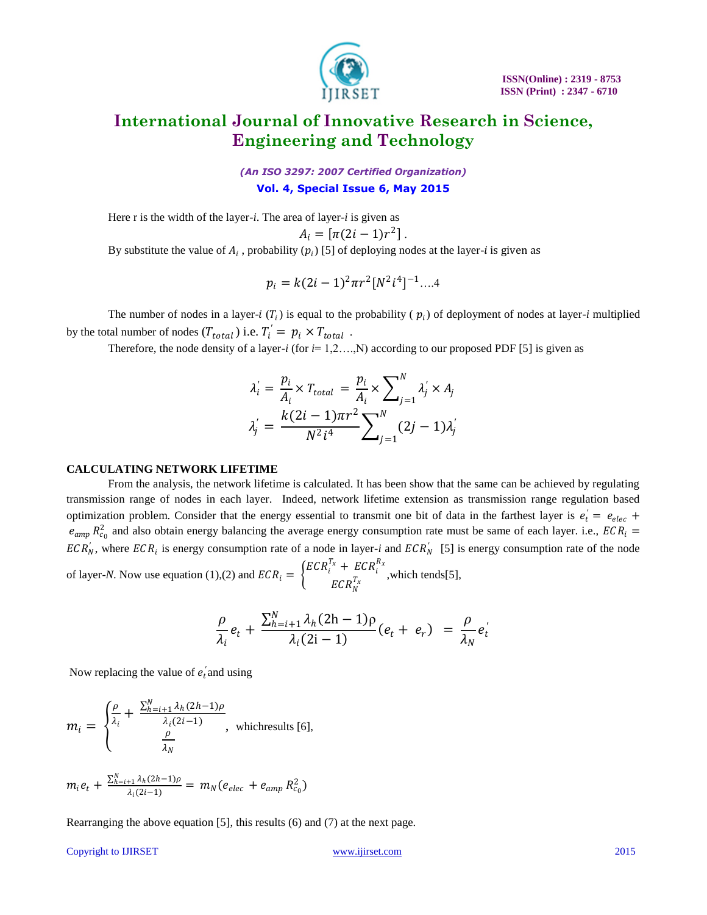Here r is the width of the layer-*i*. The area of layer-*i* is given as

$$A_i = [\pi(2i-1)r^2] .$$

By substitute the value of $A_i$ , probability ($p_i$) [5] of deploying nodes at the layer-*i* is given as

$$p_i = k(2i-1)^2\pi r^2[N^2 i^4]^{-1} \ldots.4$$

The number of nodes in a layer-*i* ($T_i$) is equal to the probability ( $p_i$) of deployment of nodes at layer-*i* multiplied by the total number of nodes ($T_{total}$) i.e. $T_i^{'} = p_i \times T_{total}$ .

Therefore, the node density of a layer-*i* (for *i*= 1,2….,N) according to our proposed PDF [5] is given as

$$\lambda_i^{'} = \frac{p_i}{A_i} \times T_{total} = \frac{p_i}{A_i} \times \sum_{j=1}^{N} \lambda_j^{'} \times A_j$$

$$\lambda_j^{'} = \frac{k(2i-1)\pi r^2}{N^2 i^4} \sum_{j=1}^{N} (2j-1)\lambda_j^{'}$$

**CALCULATING NETWORK LIFETIME**

From the analysis, the network lifetime is calculated. It has been show that the same can be achieved by regulating transmission range of nodes in each layer. Indeed, network lifetime extension as transmission range regulation based optimization problem. Consider that the energy essential to transmit one bit of data in the farthest layer is $e_t^{'} = e_{elec} + e_{amp} R_{c_0}^2$ and also obtain energy balancing the average energy consumption rate must be same of each layer. i.e., $ECR_i = ECR_N^{'}$, where $ECR_i$ is energy consumption rate of a node in layer-*i* and $ECR_N^{'}$ [5] is energy consumption rate of the node of layer-*N*. Now use equation (1),(2) and $ECR_i = \begin{cases} ECR_i^{T_x} + ECR_i^{R_x} \\ ECR_N^{T_x} \end{cases}$ ,which tends[5],

$$\frac{\rho}{\lambda_i} e_t + \frac{\sum_{h=i+1}^{N} \lambda_h (2h-1)\rho}{\lambda_i (2i-1)} (e_t + e_r) = \frac{\rho}{\lambda_N} e_t^{'}$$

Now replacing the value of $e_t^{'}$and using

$$m_i = \begin{cases} \frac{\rho}{\lambda_i} + \frac{\sum_{h=i+1}^{N} \lambda_h (2h-1)\rho}{\lambda_i (2i-1)} \\ \frac{\rho}{\lambda_N} \end{cases}$$

, whichresults [6],

$$m_i e_t + \frac{\sum_{h=i+1}^{N} \lambda_h (2h-1)\rho}{\lambda_i (2i-1)} = m_N (e_{elec} + e_{amp} R_{c_0}^2)$$

Rearranging the above equation [5], this results (6) and (7) at the next page.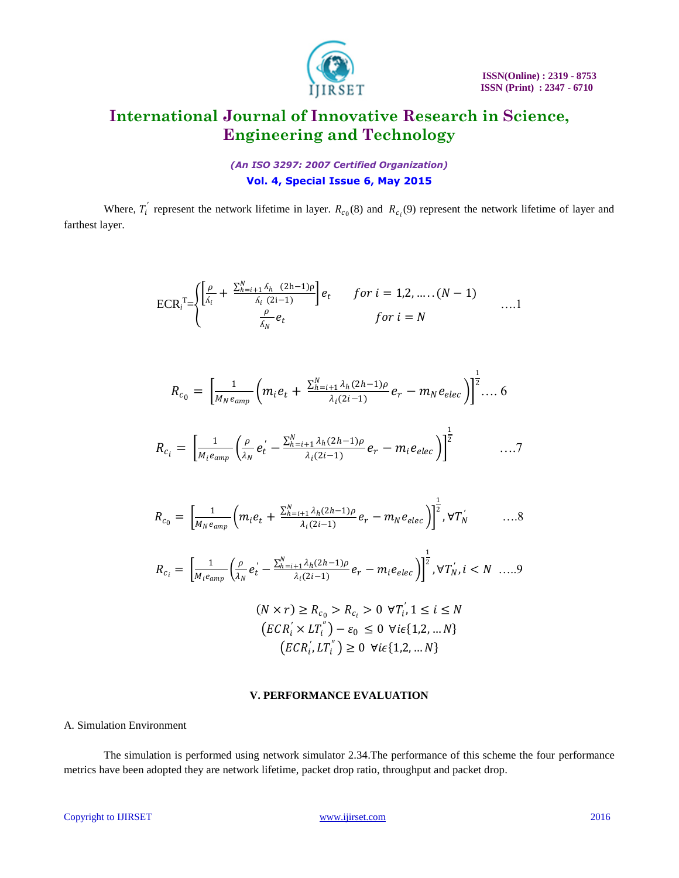Where, $T_i^{'}$ represent the network lifetime in layer. $R_{c_0}(8)$ and $R_{c_i}(9)$ represent the network lifetime of layer and farthest layer.

$$\text{ECR}_i^{\text{T}} = \begin{cases} \left[\frac{\rho}{\lambda_i} + \frac{\sum_{h=i+1}^{N} \lambda_h \ (2h-1)\rho}{\lambda_i \ (2i-1)}\right] e_t & \text{for } i = 1,2, \ldots.(N-1) \\ \frac{\rho}{\lambda_N} e_t & \text{for } i = N \end{cases} \quad \ldots.1$$

$$R_{c_0} = \left[\frac{1}{M_N e_{amp}} \left(m_i e_t + \frac{\sum_{h=i+1}^{N} \lambda_h (2h-1)\rho}{\lambda_i (2i-1)} e_r - m_N e_{elec}\right)\right]^{\frac{1}{2}} \ldots.6$$

$$R_{c_i} = \left[\frac{1}{M_i e_{amp}} \left(\frac{\rho}{\lambda_N} e_t^{'} - \frac{\sum_{h=i+1}^{N} \lambda_h (2h-1)\rho}{\lambda_i (2i-1)} e_r - m_i e_{elec}\right)\right]^{\frac{1}{2}} \quad \ldots.7$$

$$R_{c_0} = \left[\frac{1}{M_N e_{amp}} \left(m_i e_t + \frac{\sum_{h=i+1}^{N} \lambda_h (2h-1)\rho}{\lambda_i (2i-1)} e_r - m_N e_{elec}\right)\right]^{\frac{1}{2}}, \forall T_N^{'} \quad \ldots.8$$

$$R_{c_i} = \left[\frac{1}{M_i e_{amp}} \left(\frac{\rho}{\lambda_N} e_t^{'} - \frac{\sum_{h=i+1}^{N} \lambda_h (2h-1)\rho}{\lambda_i (2i-1)} e_r - m_i e_{elec}\right)\right]^{\frac{1}{2}}, \forall T_N^{'}, i < N \quad \ldots..9$$

$$(N \times r) \geq R_{c_0} > R_{c_i} > 0 \ \forall T_i^{'}, 1 \leq i \leq N$$
$$\left(ECR_i^{'} \times LT_i^{''}\right) - \varepsilon_0 \leq 0 \ \forall i \epsilon \{1,2, \ldots N\}$$
$$\left(ECR_i^{'}, LT_i^{''}\right) \geq 0 \ \forall i \epsilon \{1,2, \ldots N\}$$

## V. PERFORMANCE EVALUATION

A. Simulation Environment

The simulation is performed using network simulator 2.34.The performance of this scheme the four performance metrics have been adopted they are network lifetime, packet drop ratio, throughput and packet drop.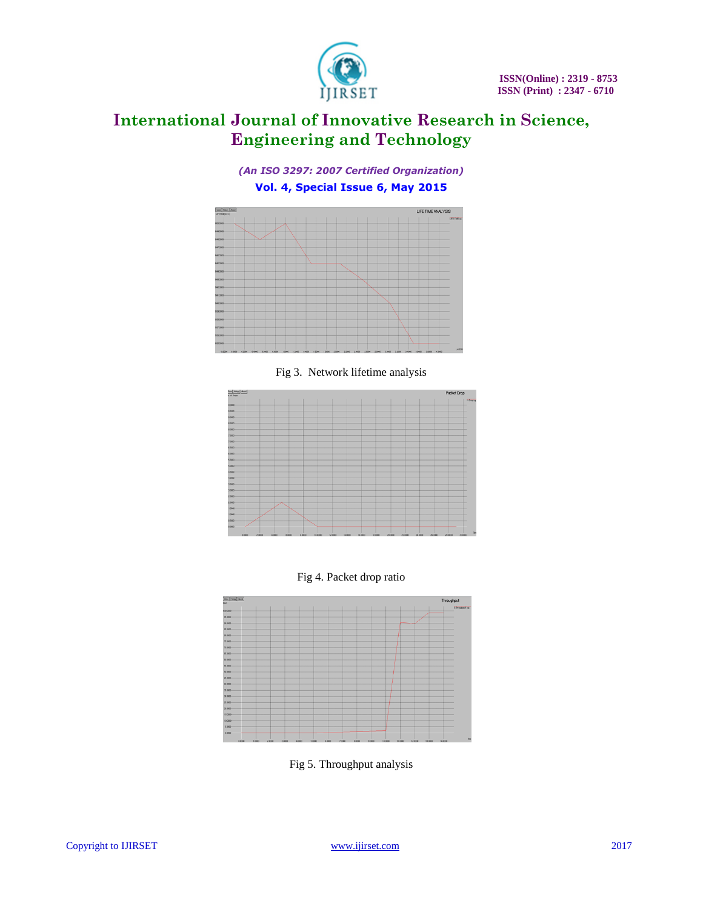Fig 3. Network lifetime analysis

Fig 4. Packet drop ratio

Fig 5. Throughput analysis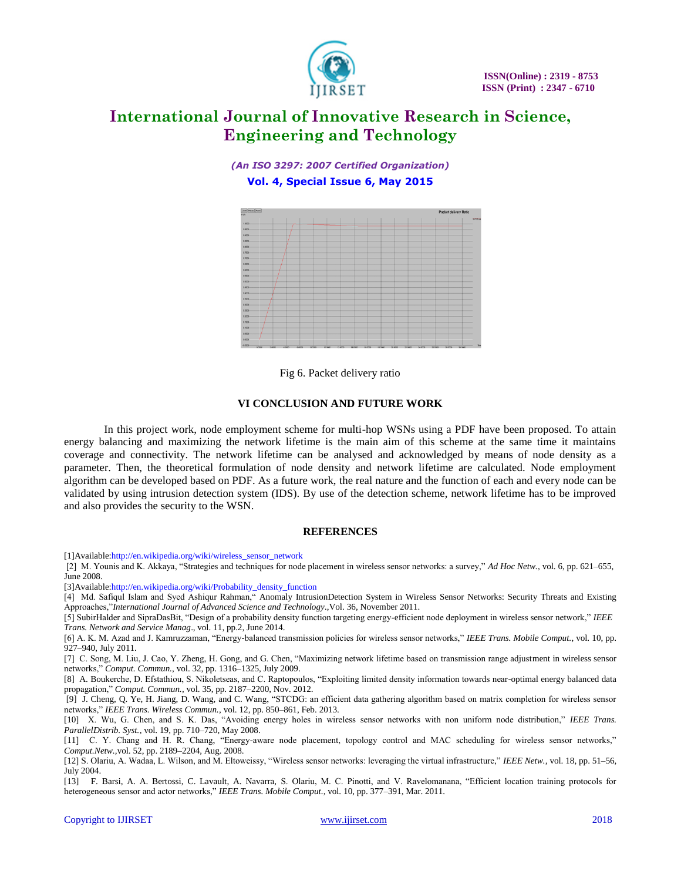Fig 6. Packet delivery ratio

## VI CONCLUSION AND FUTURE WORK

In this project work, node employment scheme for multi-hop WSNs using a PDF have been proposed. To attain energy balancing and maximizing the network lifetime is the main aim of this scheme at the same time it maintains coverage and connectivity. The network lifetime can be analysed and acknowledged by means of node density as a parameter. Then, the theoretical formulation of node density and network lifetime are calculated. Node employment algorithm can be developed based on PDF. As a future work, the real nature and the function of each and every node can be validated by using intrusion detection system (IDS). By use of the detection scheme, network lifetime has to be improved and also provides the security to the WSN.

## REFERENCES

[1]Available:http://en.wikipedia.org/wiki/wireless_sensor_network

[2] M. Younis and K. Akkaya, "Strategies and techniques for node placement in wireless sensor networks: a survey," *Ad Hoc Netw.*, vol. 6, pp. 621–655, June 2008.

[3]Available:http://en.wikipedia.org/wiki/Probability_density_function

[4] Md. Safiqul Islam and Syed Ashiqur Rahman," Anomaly IntrusionDetection System in Wireless Sensor Networks: Security Threats and Existing Approaches,"*International Journal of Advanced Science and Technology*.,Vol. 36, November 2011.

[5] SubirHalder and SipraDasBit, "Design of a probability density function targeting energy-efficient node deployment in wireless sensor network," *IEEE Trans. Network and Service Manag*., vol. 11, pp.2, June 2014.

[6] A. K. M. Azad and J. Kamruzzaman, "Energy-balanced transmission policies for wireless sensor networks," *IEEE Trans. Mobile Comput.*, vol. 10, pp. 927–940, July 2011.

[7] C. Song, M. Liu, J. Cao, Y. Zheng, H. Gong, and G. Chen, "Maximizing network lifetime based on transmission range adjustment in wireless sensor networks," *Comput. Commun.*, vol. 32, pp. 1316–1325, July 2009.

[8] A. Boukerche, D. Efstathiou, S. Nikoletseas, and C. Raptopoulos, "Exploiting limited density information towards near-optimal energy balanced data propagation," *Comput. Commun.*, vol. 35, pp. 2187–2200, Nov. 2012.

[9] J. Cheng, Q. Ye, H. Jiang, D. Wang, and C. Wang, "STCDG: an efficient data gathering algorithm based on matrix completion for wireless sensor networks," *IEEE Trans. Wireless Commun.*, vol. 12, pp. 850–861, Feb. 2013.

[10] X. Wu, G. Chen, and S. K. Das, "Avoiding energy holes in wireless sensor networks with non uniform node distribution," *IEEE Trans. ParallelDistrib. Syst.*, vol. 19, pp. 710–720, May 2008.

[11] C. Y. Chang and H. R. Chang, "Energy-aware node placement, topology control and MAC scheduling for wireless sensor networks," *Comput.Netw.*,vol. 52, pp. 2189–2204, Aug. 2008.

[12] S. Olariu, A. Wadaa, L. Wilson, and M. Eltoweissy, "Wireless sensor networks: leveraging the virtual infrastructure," *IEEE Netw.*, vol. 18, pp. 51–56, July 2004.

[13] F. Barsi, A. A. Bertossi, C. Lavault, A. Navarra, S. Olariu, M. C. Pinotti, and V. Ravelomanana, "Efficient location training protocols for heterogeneous sensor and actor networks," *IEEE Trans. Mobile Comput.*, vol. 10, pp. 377–391, Mar. 2011.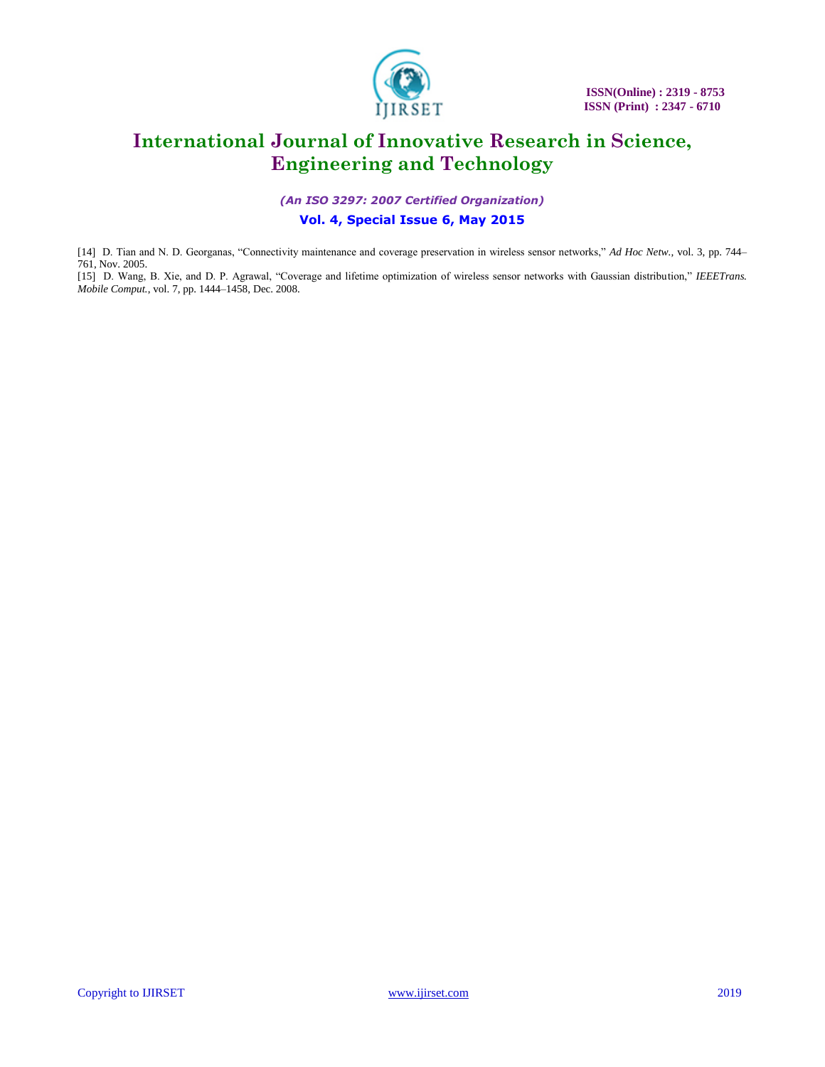[14] D. Tian and N. D. Georganas, "Connectivity maintenance and coverage preservation in wireless sensor networks," *Ad Hoc Netw.*, vol. 3, pp. 744–761, Nov. 2005.

[15] D. Wang, B. Xie, and D. P. Agrawal, "Coverage and lifetime optimization of wireless sensor networks with Gaussian distribution," *IEEETrans. Mobile Comput.*, vol. 7, pp. 1444–1458, Dec. 2008.